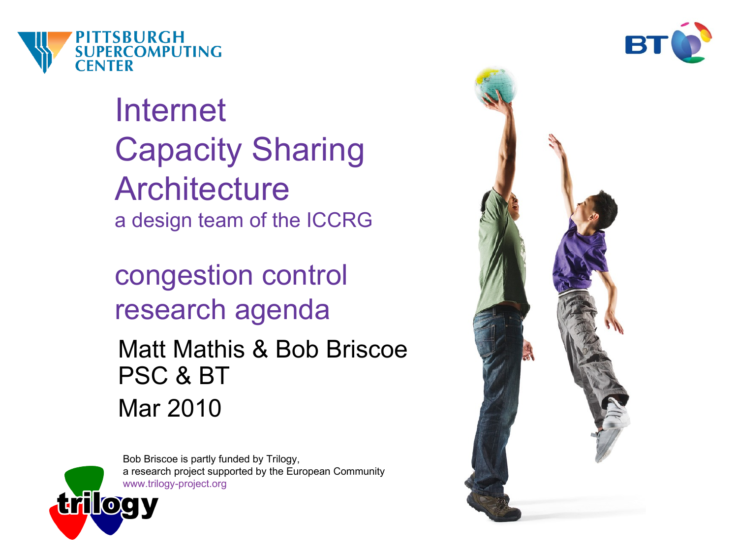# Internet Capacity Sharing Architecture

a design team of the ICCRG

## congestion control research agenda

Matt Mathis & Bob Briscoe
PSC & BT
Mar 2010

Bob Briscoe is partly funded by Trilogy,
a research project supported by the European Community
www.trilogy-project.org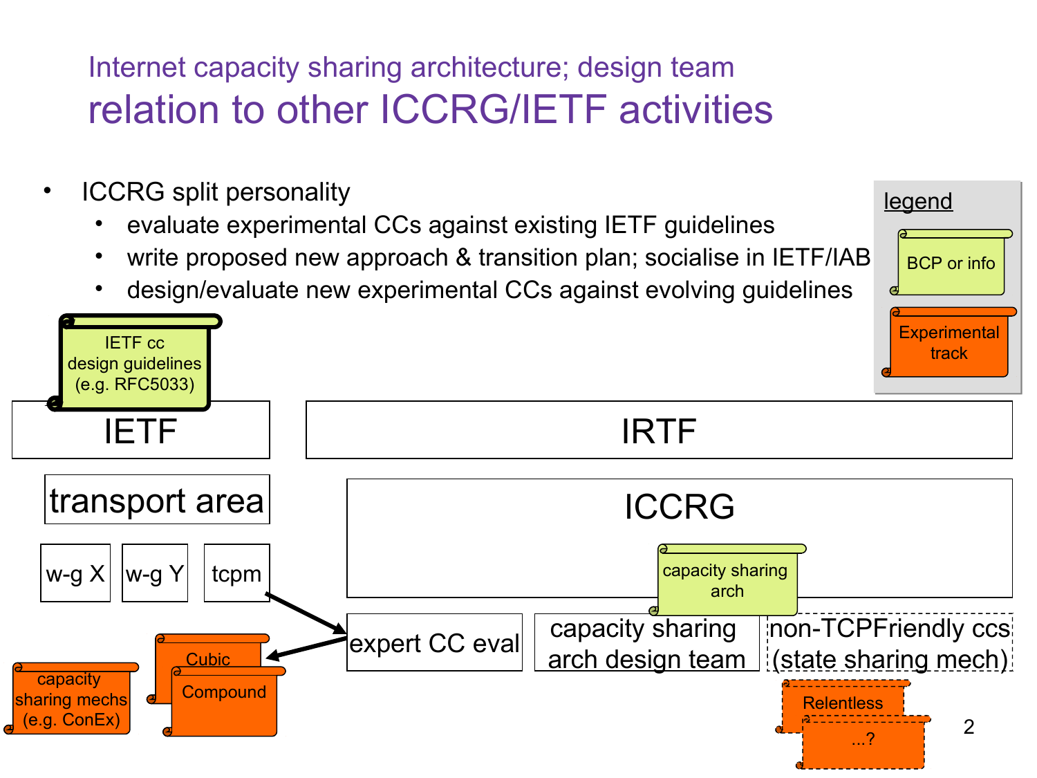## Internet capacity sharing architecture; design team

# relation to other ICCRG/IETF activities

- ICCRG split personality
  - evaluate experimental CCs against existing IETF guidelines
  - write proposed new approach & transition plan; socialise in IETF/IAB
  - design/evaluate new experimental CCs against evolving guidelines

legend

- BCP or info
- Experimental track

IETF cc design guidelines (e.g. RFC5033)

IETF

transport area

w-g X | w-g Y | tcpm

capacity sharing mechs (e.g. ConEx)

Cubic

Compound

IRTF

ICCRG

capacity sharing arch

expert CC eval

capacity sharing arch design team

non-TCPFriendly ccs (state sharing mech)

Relentless

...?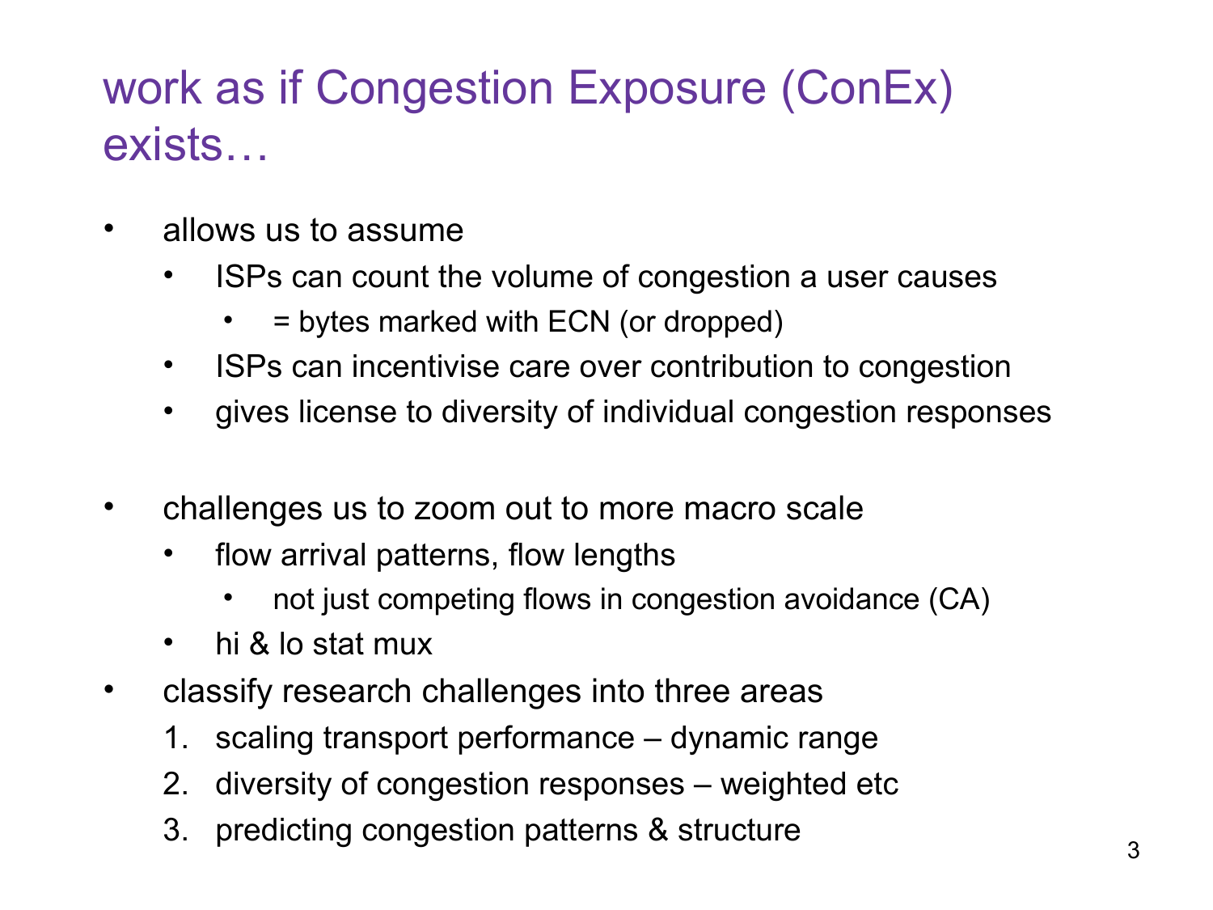# work as if Congestion Exposure (ConEx) exists…

- allows us to assume
  - ISPs can count the volume of congestion a user causes
    - = bytes marked with ECN (or dropped)
  - ISPs can incentivise care over contribution to congestion
  - gives license to diversity of individual congestion responses

- challenges us to zoom out to more macro scale
  - flow arrival patterns, flow lengths
    - not just competing flows in congestion avoidance (CA)
  - hi & lo stat mux
- classify research challenges into three areas
  1. scaling transport performance – dynamic range
  2. diversity of congestion responses – weighted etc
  3. predicting congestion patterns & structure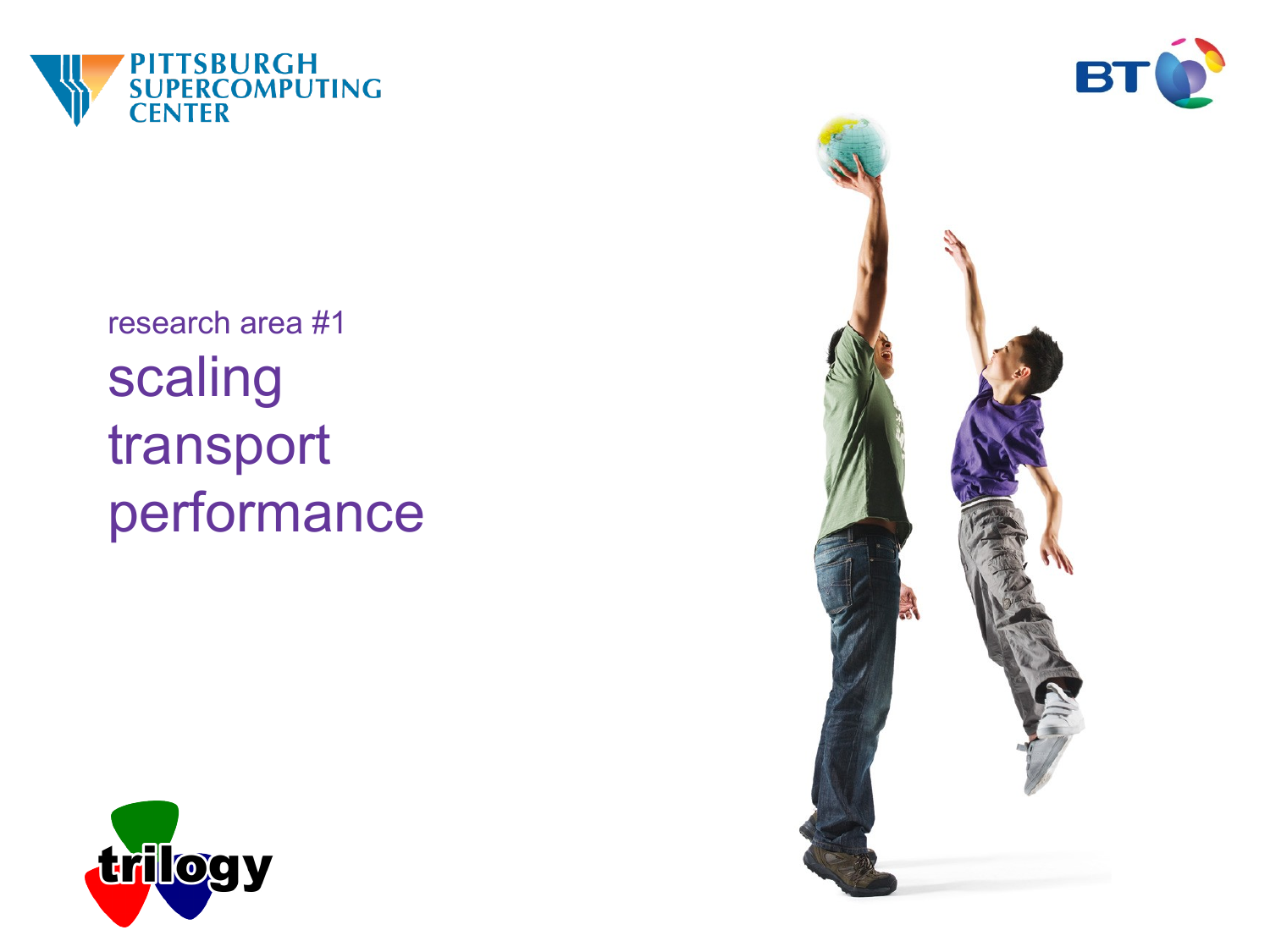research area #1

# scaling transport performance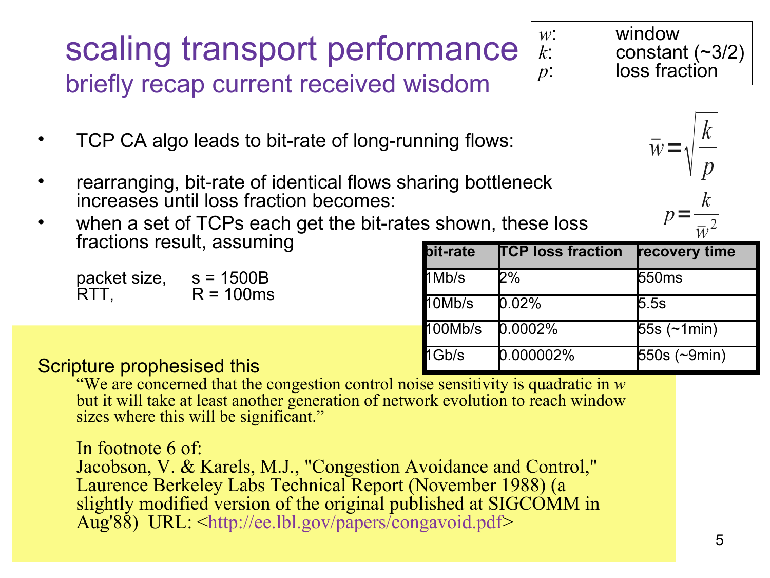# scaling transport performance

## briefly recap current received wisdom

| | |
|---|---|
| $w$: | window |
| $k$: | constant (~3/2) |
| $p$: | loss fraction |

- TCP CA algo leads to bit-rate of long-running flows:

$$\bar{w} = \sqrt{\frac{k}{p}}$$

- rearranging, bit-rate of identical flows sharing bottleneck increases until loss fraction becomes:

$$p = \frac{k}{\bar{w}^2}$$

- when a set of TCPs each get the bit-rates shown, these loss fractions result, assuming

  packet size, s = 1500B
  RTT, R = 100ms

| bit-rate | TCP loss fraction | recovery time |
|---|---|---|
| 1Mb/s | 2% | 550ms |
| 10Mb/s | 0.02% | 5.5s |
| 100Mb/s | 0.0002% | 55s (~1min) |
| 1Gb/s | 0.000002% | 550s (~9min) |

Scripture prophesised this

> "We are concerned that the congestion control noise sensitivity is quadratic in *w* but it will take at least another generation of network evolution to reach window sizes where this will be significant."

In footnote 6 of:
Jacobson, V. & Karels, M.J., "Congestion Avoidance and Control," Laurence Berkeley Labs Technical Report (November 1988) (a slightly modified version of the original published at SIGCOMM in Aug'88) URL: <http://ee.lbl.gov/papers/congavoid.pdf>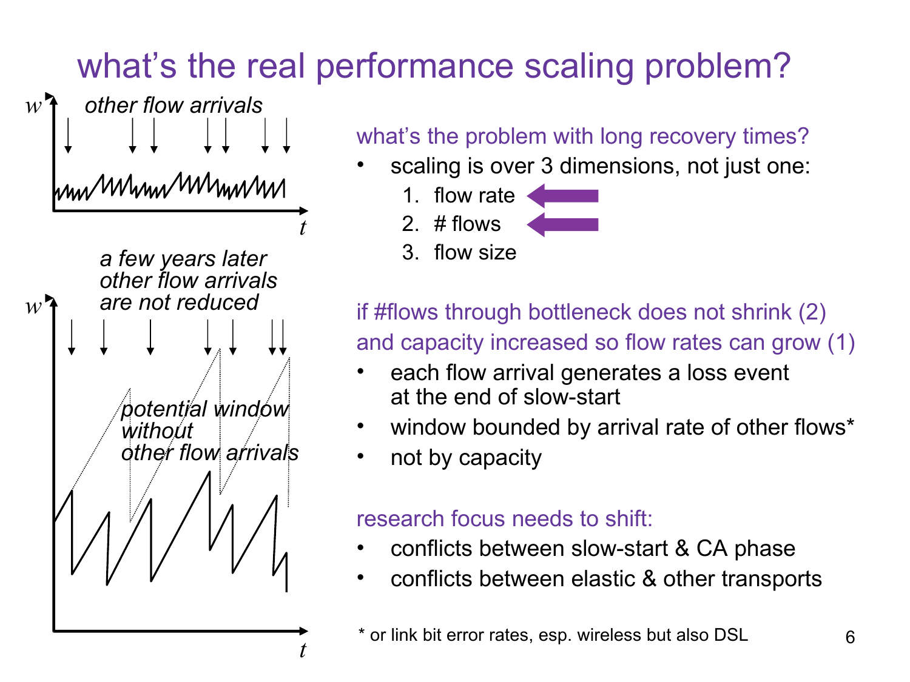# what's the real performance scaling problem?

*other flow arrivals*

*a few years later other flow arrivals are not reduced*

*potential window without other flow arrivals*

## what's the problem with long recovery times?

- scaling is over 3 dimensions, not just one:
  1. flow rate ⇐
  2. # flows ⇐
  3. flow size

## if #flows through bottleneck does not shrink (2) and capacity increased so flow rates can grow (1)

- each flow arrival generates a loss event at the end of slow-start
- window bounded by arrival rate of other flows*
- not by capacity

## research focus needs to shift:

- conflicts between slow-start & CA phase
- conflicts between elastic & other transports

\* or link bit error rates, esp. wireless but also DSL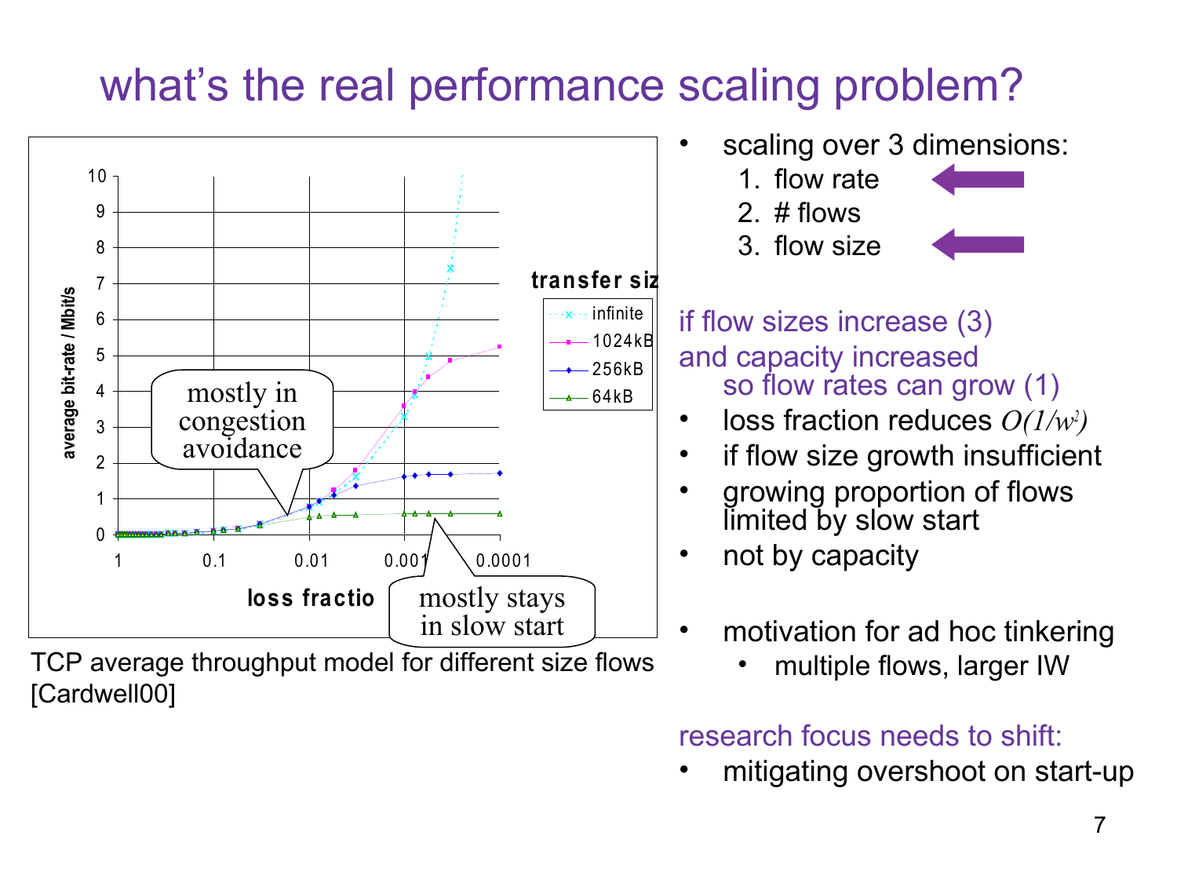# what's the real performance scaling problem?

TCP average throughput model for different size flows [Cardwell00]

- scaling over 3 dimensions:
  1. flow rate ⇐
  2. # flows
  3. flow size ⇐

if flow sizes increase (3)
and capacity increased
  so flow rates can grow (1)

- loss fraction reduces $O(1/w^2)$
- if flow size growth insufficient
- growing proportion of flows limited by slow start
- not by capacity

- motivation for ad hoc tinkering
  - multiple flows, larger IW

research focus needs to shift:

- mitigating overshoot on start-up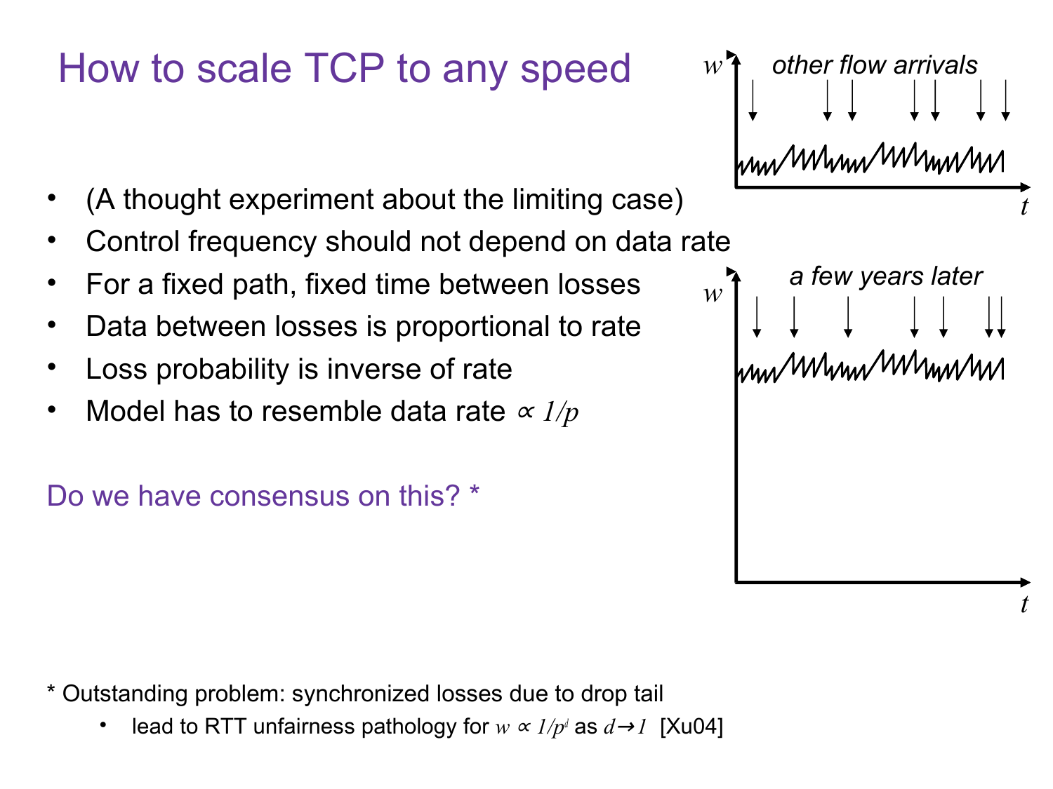# How to scale TCP to any speed

- (A thought experiment about the limiting case)
- Control frequency should not depend on data rate
- For a fixed path, fixed time between losses
- Data between losses is proportional to rate
- Loss probability is inverse of rate
- Model has to resemble data rate $\propto 1/p$

Do we have consensus on this? *

\* Outstanding problem: synchronized losses due to drop tail

- lead to RTT unfairness pathology for $w \propto 1/p^d$ as $d \rightarrow 1$ [Xu04]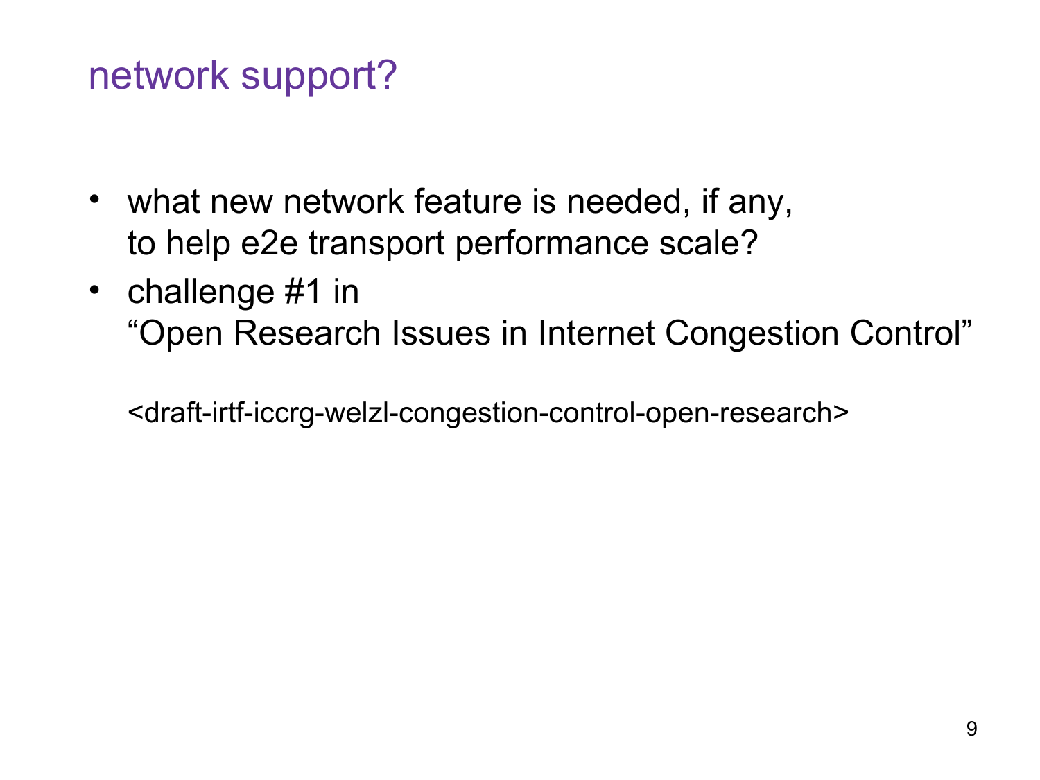# network support?

- what new network feature is needed, if any, to help e2e transport performance scale?
- challenge #1 in "Open Research Issues in Internet Congestion Control"

  <draft-irtf-iccrg-welzl-congestion-control-open-research>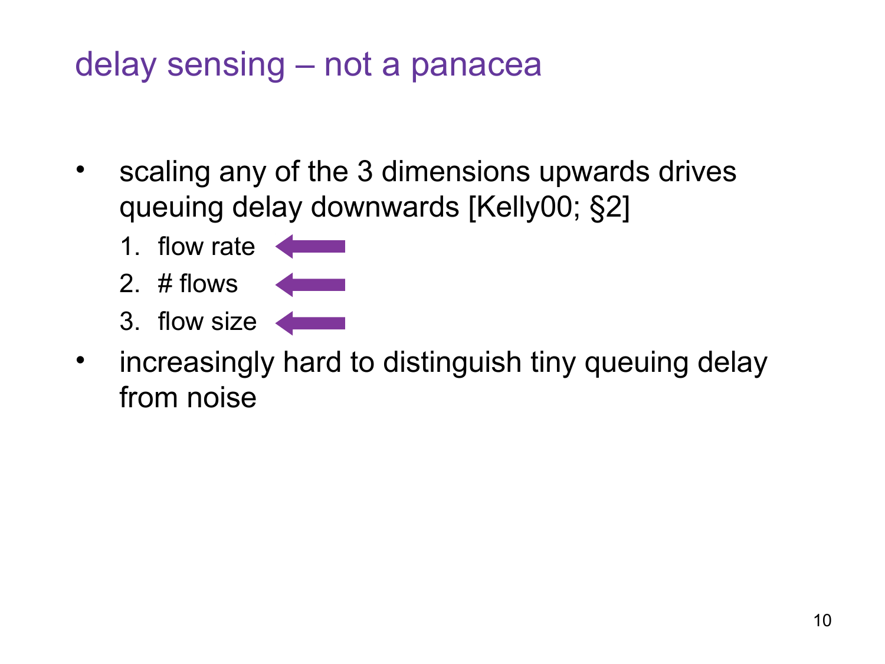# delay sensing – not a panacea

- scaling any of the 3 dimensions upwards drives queuing delay downwards [Kelly00; §2]
  1. flow rate
  2. # flows
  3. flow size
- increasingly hard to distinguish tiny queuing delay from noise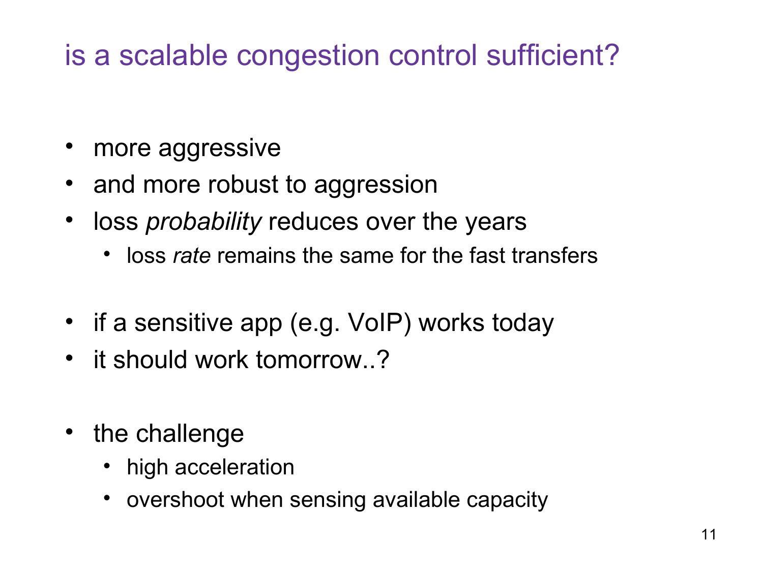# is a scalable congestion control sufficient?

- more aggressive
- and more robust to aggression
- loss *probability* reduces over the years
  - loss *rate* remains the same for the fast transfers

- if a sensitive app (e.g. VoIP) works today
- it should work tomorrow..?

- the challenge
  - high acceleration
  - overshoot when sensing available capacity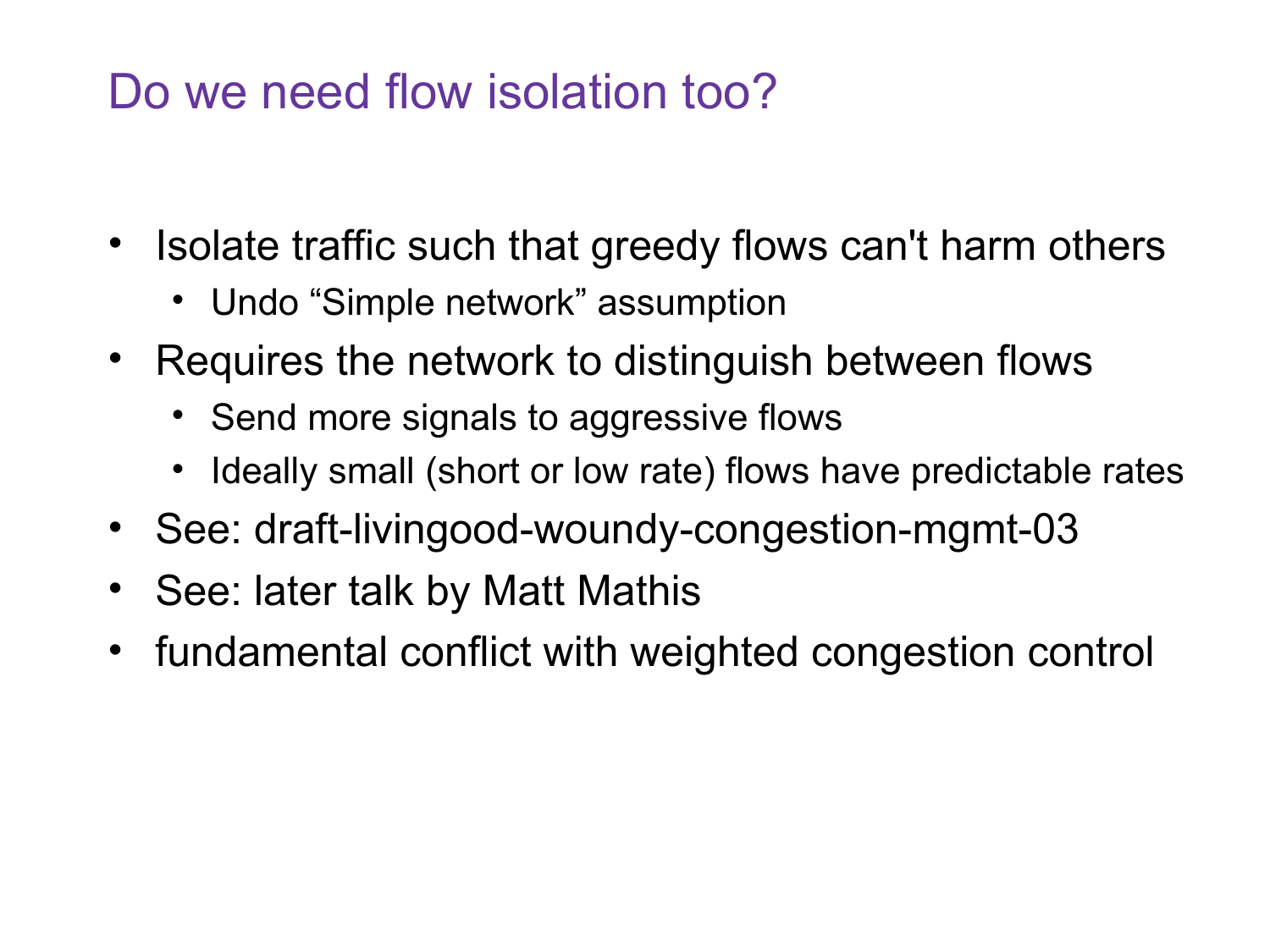# Do we need flow isolation too?

- Isolate traffic such that greedy flows can't harm others
  - Undo “Simple network” assumption
- Requires the network to distinguish between flows
  - Send more signals to aggressive flows
  - Ideally small (short or low rate) flows have predictable rates
- See: draft-livingood-woundy-congestion-mgmt-03
- See: later talk by Matt Mathis
- fundamental conflict with weighted congestion control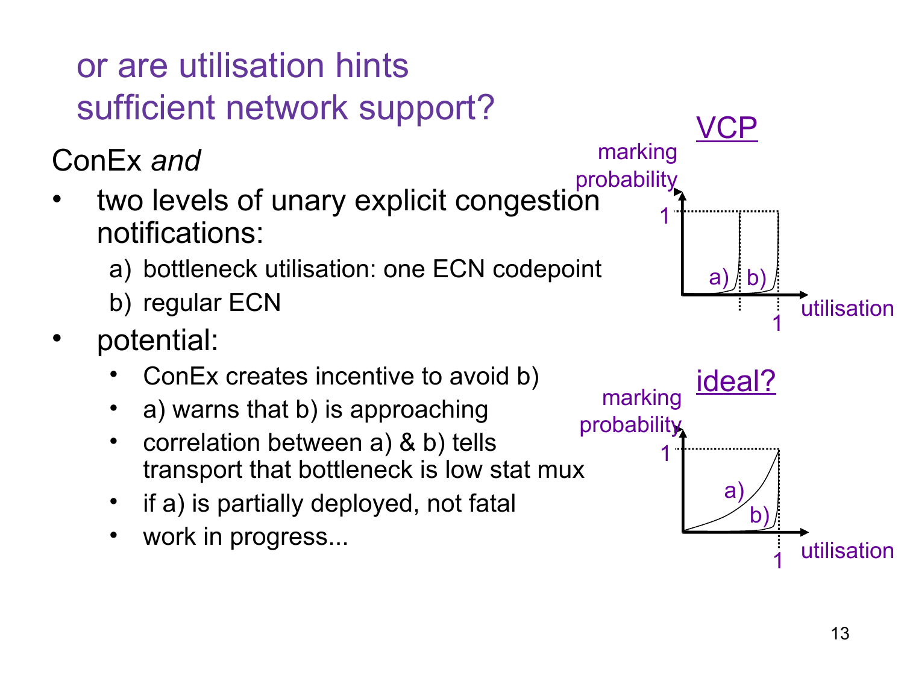# or are utilisation hints sufficient network support?

ConEx *and*

- two levels of unary explicit congestion notifications:
  - a) bottleneck utilisation: one ECN codepoint
  - b) regular ECN
- potential:
  - ConEx creates incentive to avoid b)
  - a) warns that b) is approaching
  - correlation between a) & b) tells transport that bottleneck is low stat mux
  - if a) is partially deployed, not fatal
  - work in progress...

VCP

marking probability

1

a) b)

utilisation

1

ideal?

marking probability

1

a)

b)

utilisation

1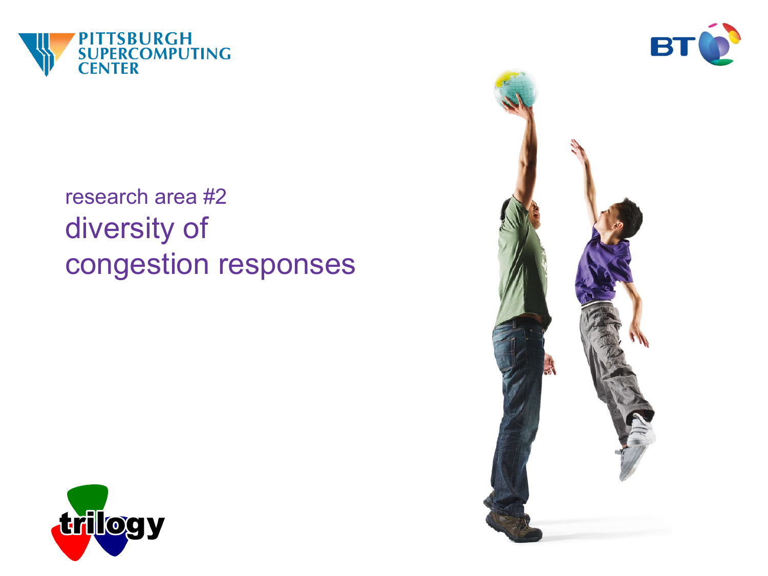research area #2

# diversity of congestion responses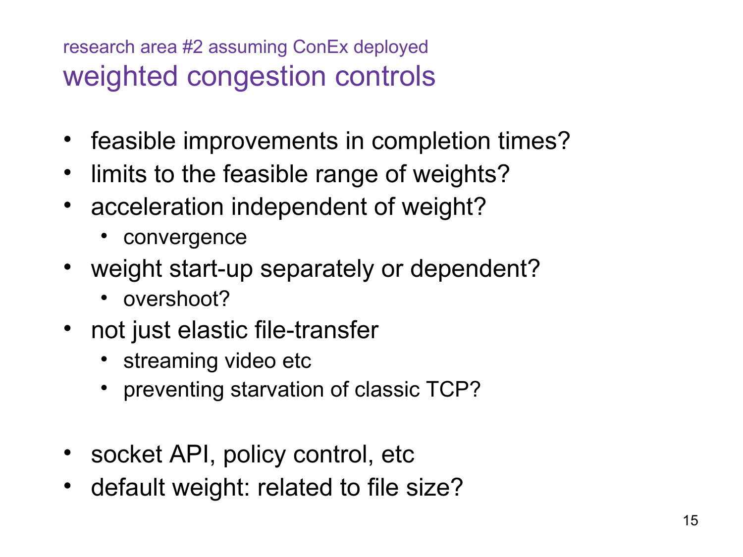research area #2 assuming ConEx deployed

# weighted congestion controls

- feasible improvements in completion times?
- limits to the feasible range of weights?
- acceleration independent of weight?
  - convergence
- weight start-up separately or dependent?
  - overshoot?
- not just elastic file-transfer
  - streaming video etc
  - preventing starvation of classic TCP?

- socket API, policy control, etc
- default weight: related to file size?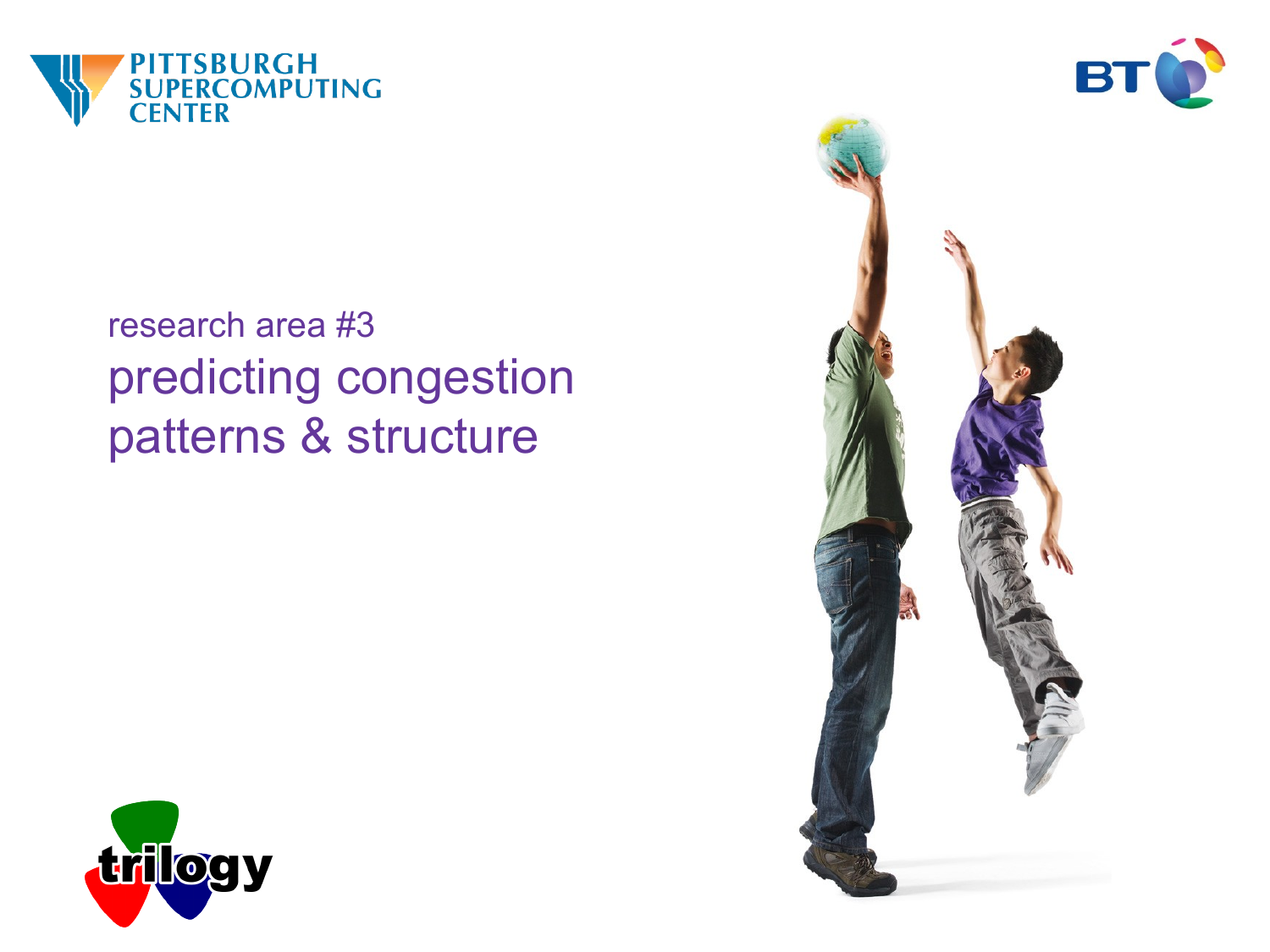research area #3

# predicting congestion patterns & structure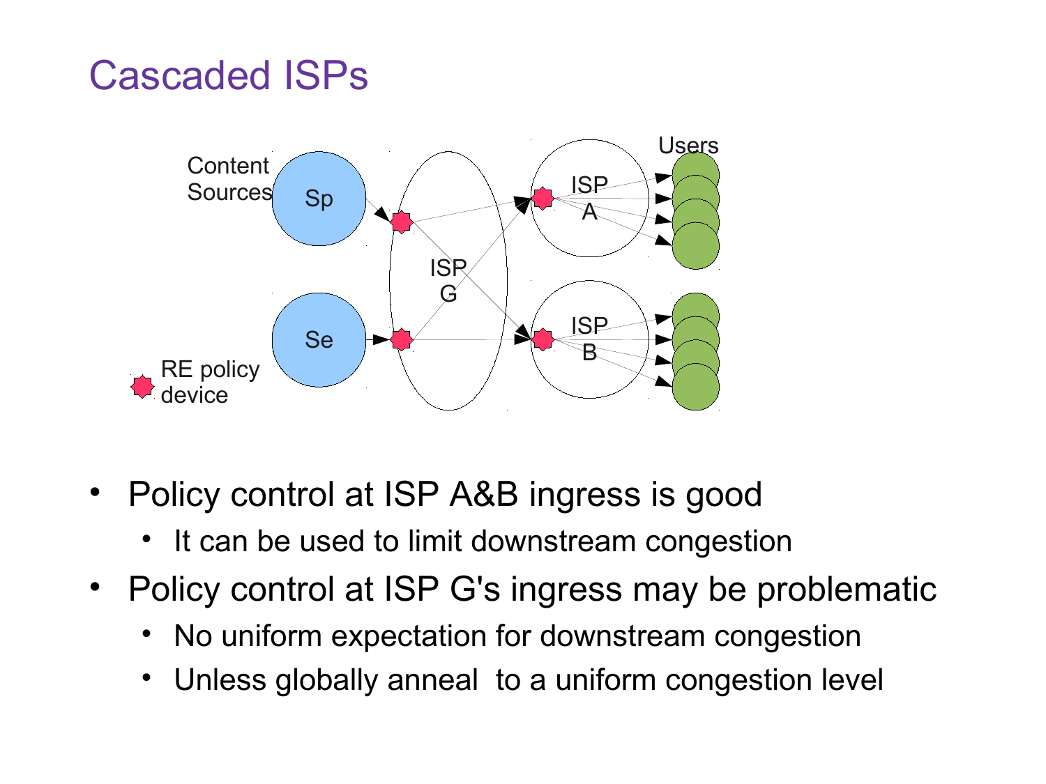# Cascaded ISPs

- Policy control at ISP A&B ingress is good
  - It can be used to limit downstream congestion
- Policy control at ISP G's ingress may be problematic
  - No uniform expectation for downstream congestion
  - Unless globally anneal  to a uniform congestion level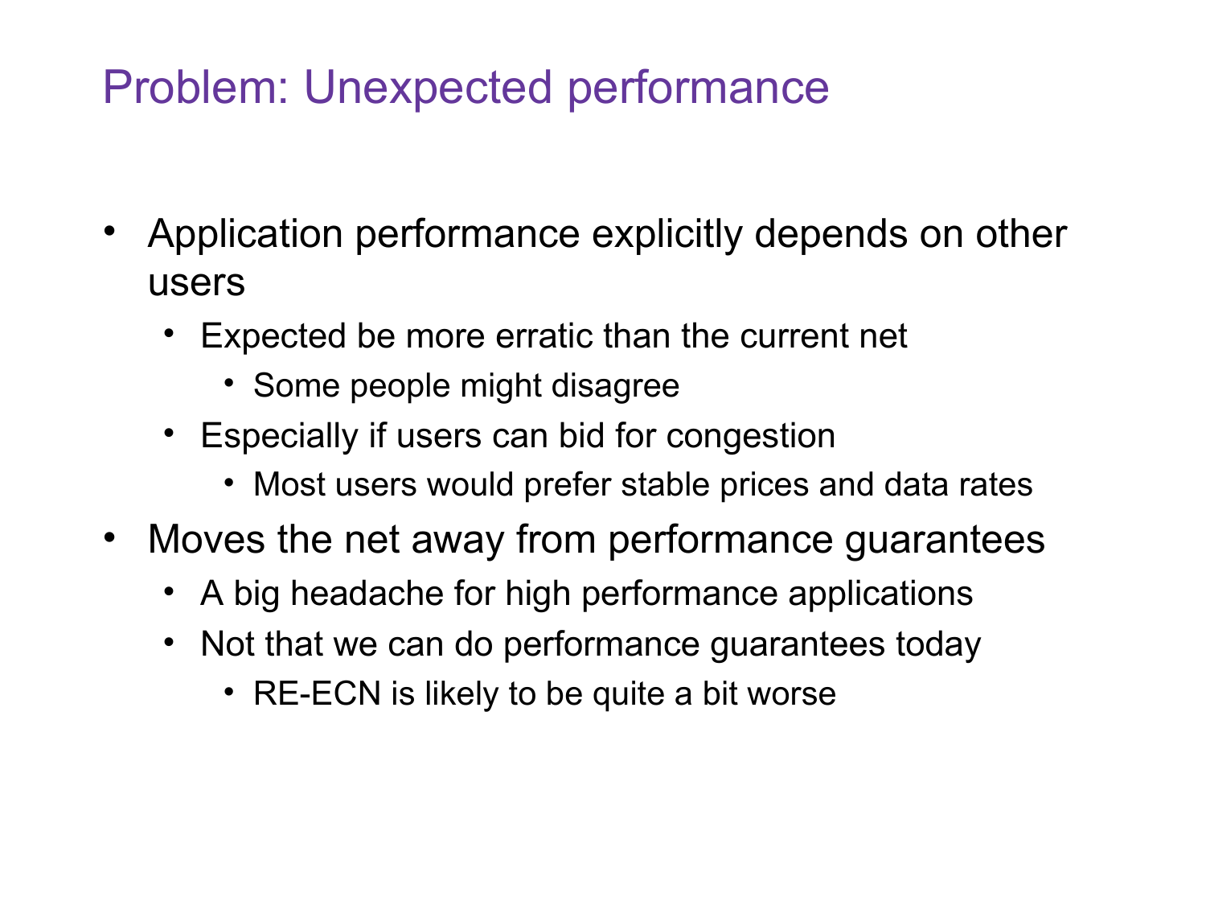# Problem: Unexpected performance

- Application performance explicitly depends on other users
  - Expected be more erratic than the current net
    - Some people might disagree
  - Especially if users can bid for congestion
    - Most users would prefer stable prices and data rates
- Moves the net away from performance guarantees
  - A big headache for high performance applications
  - Not that we can do performance guarantees today
    - RE-ECN is likely to be quite a bit worse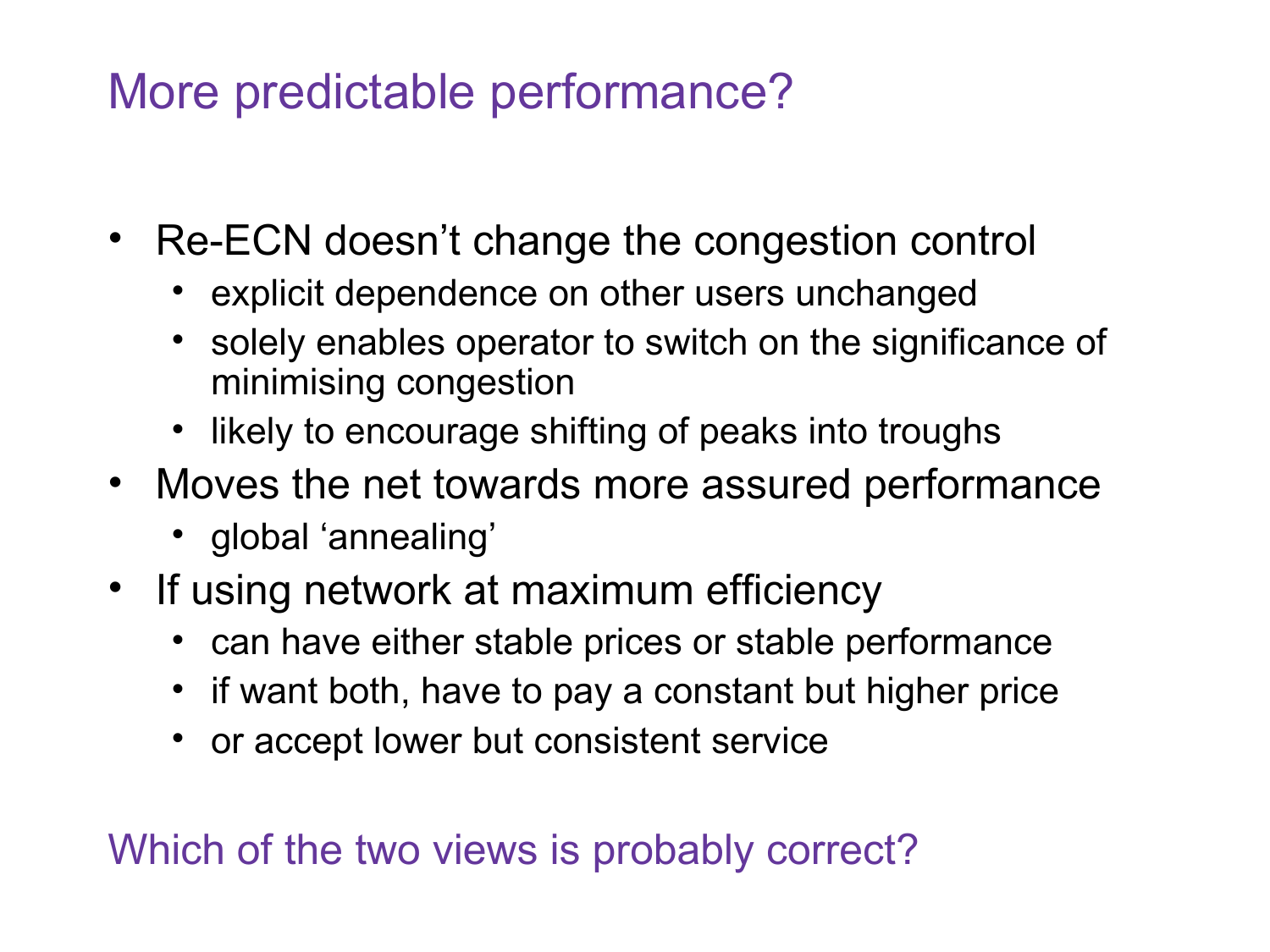# More predictable performance?

- Re-ECN doesn't change the congestion control
  - explicit dependence on other users unchanged
  - solely enables operator to switch on the significance of minimising congestion
  - likely to encourage shifting of peaks into troughs
- Moves the net towards more assured performance
  - global 'annealing'
- If using network at maximum efficiency
  - can have either stable prices or stable performance
  - if want both, have to pay a constant but higher price
  - or accept lower but consistent service

Which of the two views is probably correct?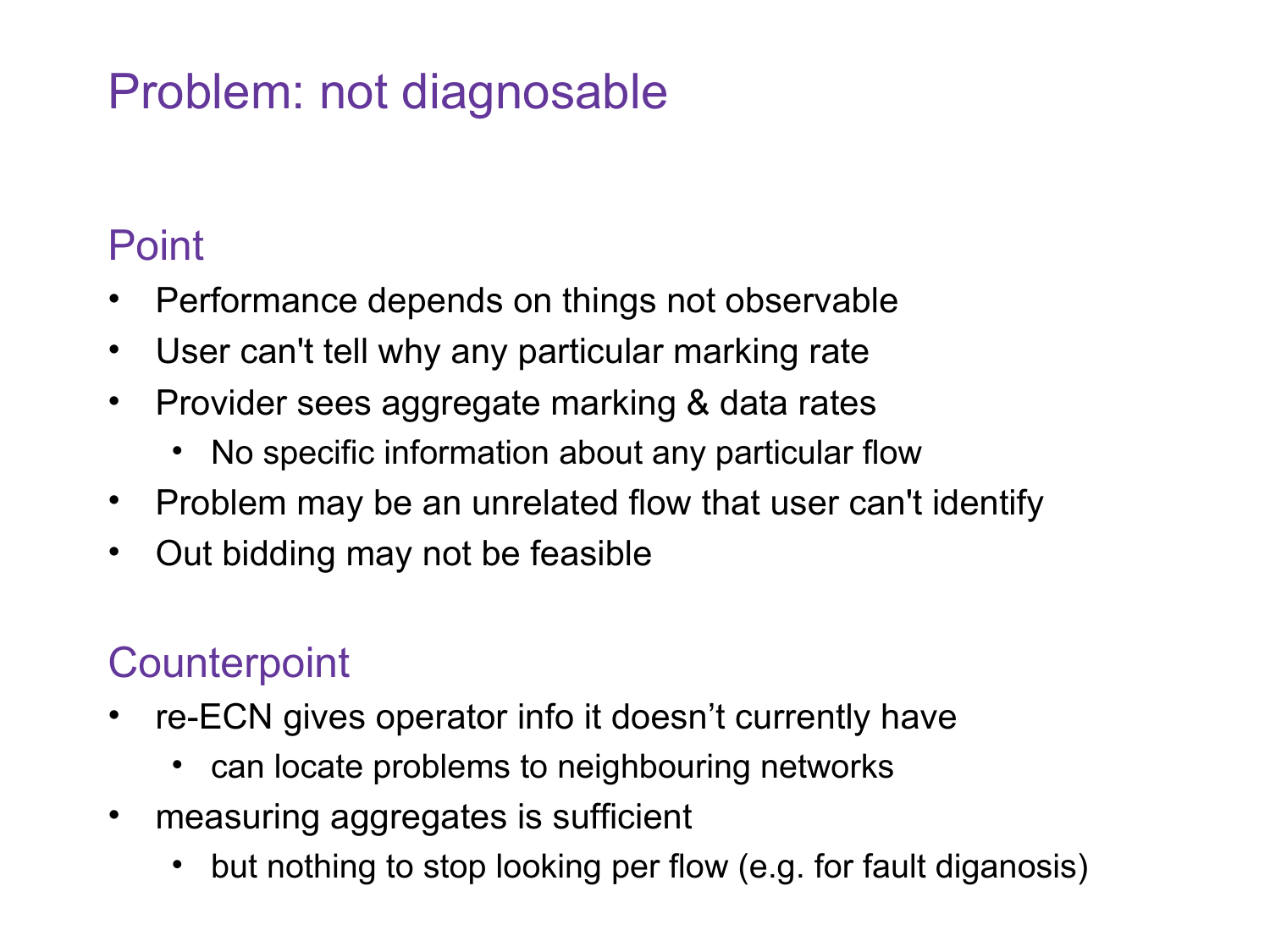# Problem: not diagnosable

## Point

- Performance depends on things not observable
- User can't tell why any particular marking rate
- Provider sees aggregate marking & data rates
  - No specific information about any particular flow
- Problem may be an unrelated flow that user can't identify
- Out bidding may not be feasible

## Counterpoint

- re-ECN gives operator info it doesn’t currently have
  - can locate problems to neighbouring networks
- measuring aggregates is sufficient
  - but nothing to stop looking per flow (e.g. for fault diganosis)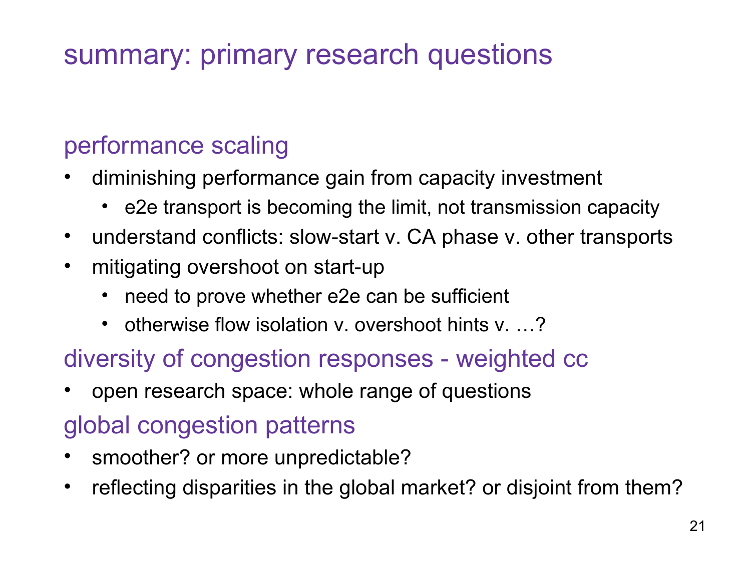# summary: primary research questions

## performance scaling

- diminishing performance gain from capacity investment
  - e2e transport is becoming the limit, not transmission capacity
- understand conflicts: slow-start v. CA phase v. other transports
- mitigating overshoot on start-up
  - need to prove whether e2e can be sufficient
  - otherwise flow isolation v. overshoot hints v. …?

## diversity of congestion responses - weighted cc

- open research space: whole range of questions

## global congestion patterns

- smoother? or more unpredictable?
- reflecting disparities in the global market? or disjoint from them?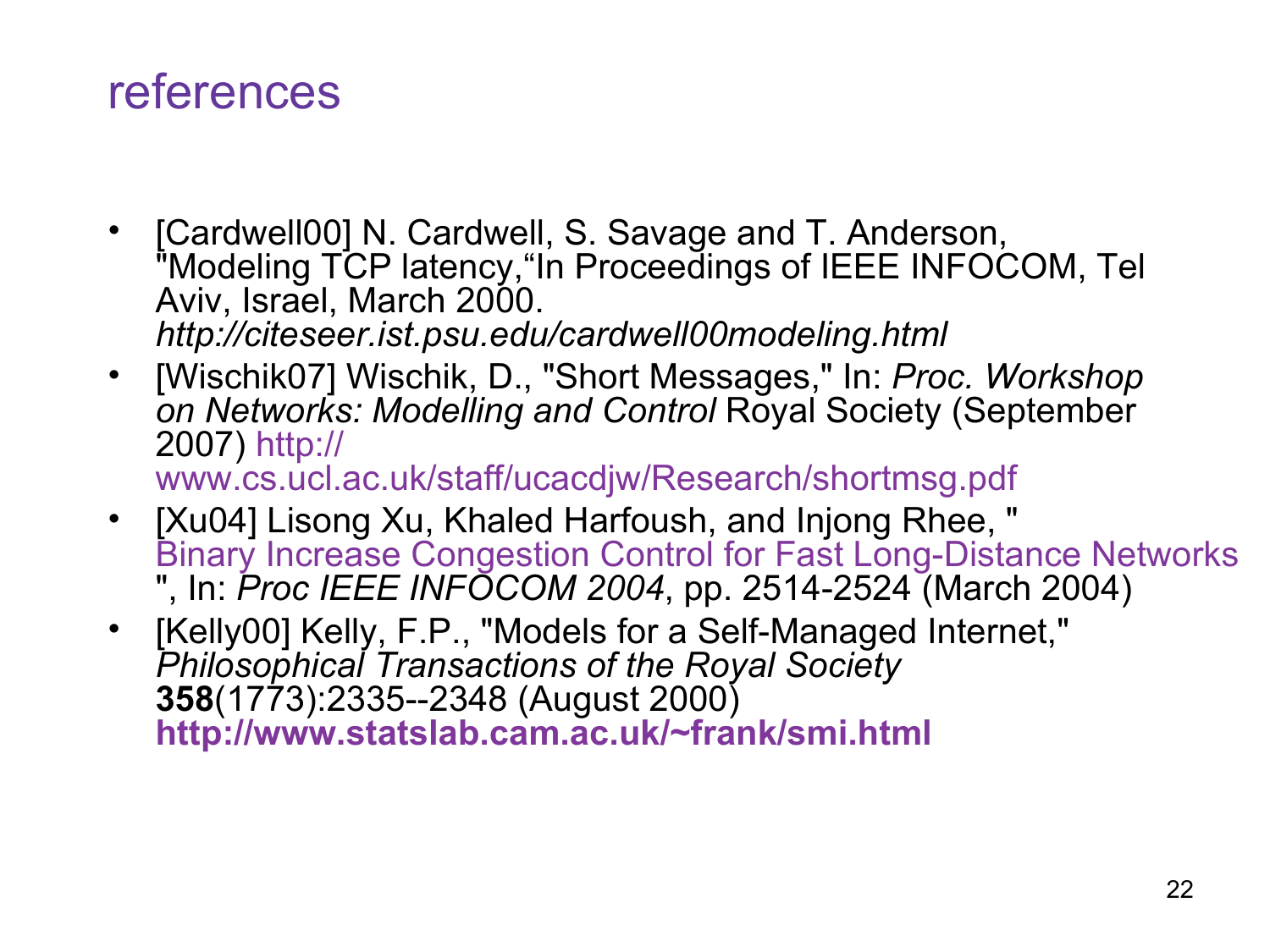# references

- [Cardwell00] N. Cardwell, S. Savage and T. Anderson, "Modeling TCP latency,"In Proceedings of IEEE INFOCOM, Tel Aviv, Israel, March 2000. *http://citeseer.ist.psu.edu/cardwell00modeling.html*
- [Wischik07] Wischik, D., "Short Messages," In: *Proc. Workshop on Networks: Modelling and Control* Royal Society (September 2007) http://www.cs.ucl.ac.uk/staff/ucacdjw/Research/shortmsg.pdf
- [Xu04] Lisong Xu, Khaled Harfoush, and Injong Rhee, "Binary Increase Congestion Control for Fast Long-Distance Networks", In: *Proc IEEE INFOCOM 2004*, pp. 2514-2524 (March 2004)
- [Kelly00] Kelly, F.P., "Models for a Self-Managed Internet," *Philosophical Transactions of the Royal Society* **358**(1773):2335--2348 (August 2000) **http://www.statslab.cam.ac.uk/~frank/smi.html**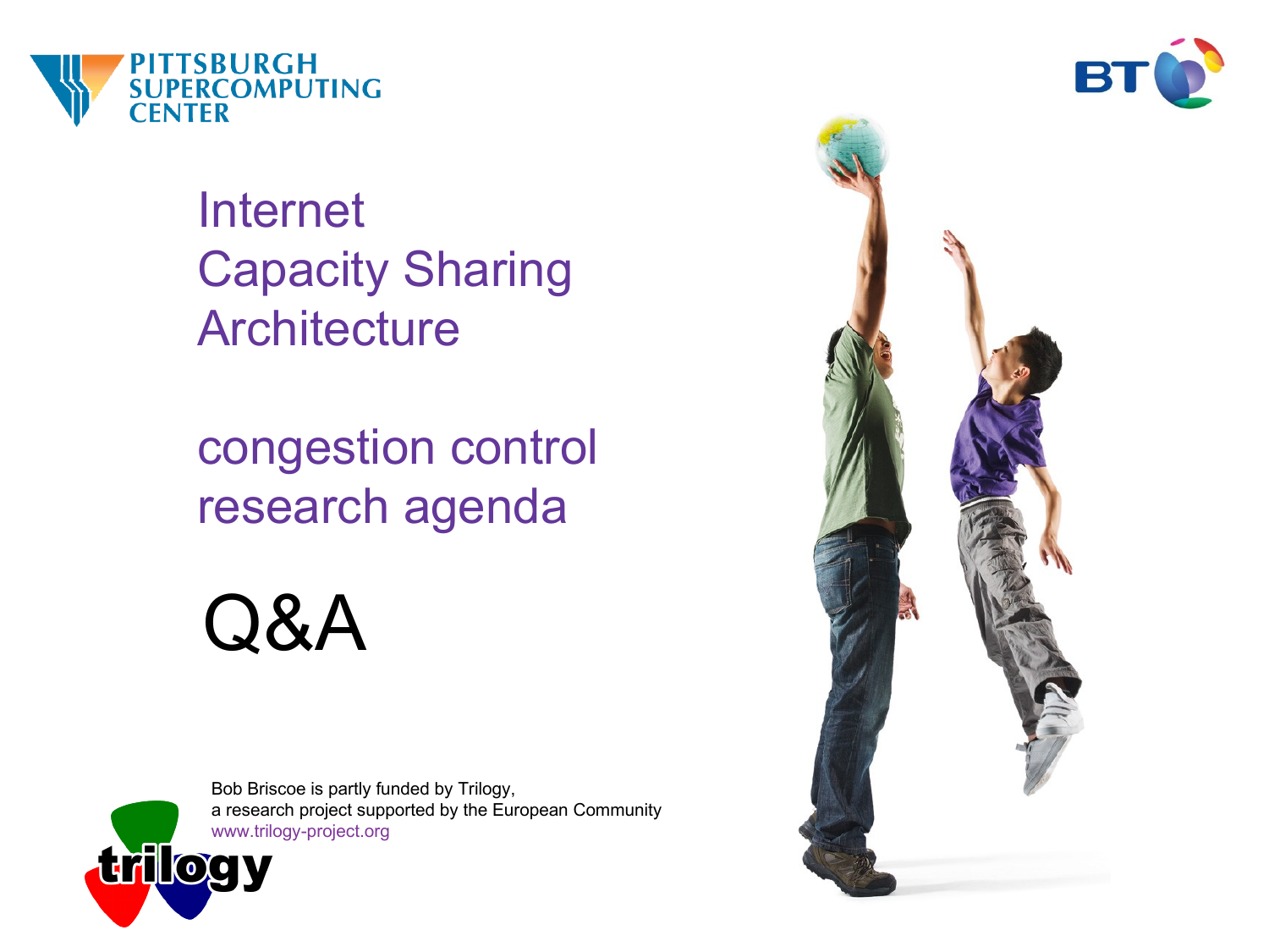# Internet Capacity Sharing Architecture

## congestion control research agenda

# Q&A

Bob Briscoe is partly funded by Trilogy,
a research project supported by the European Community
www.trilogy-project.org